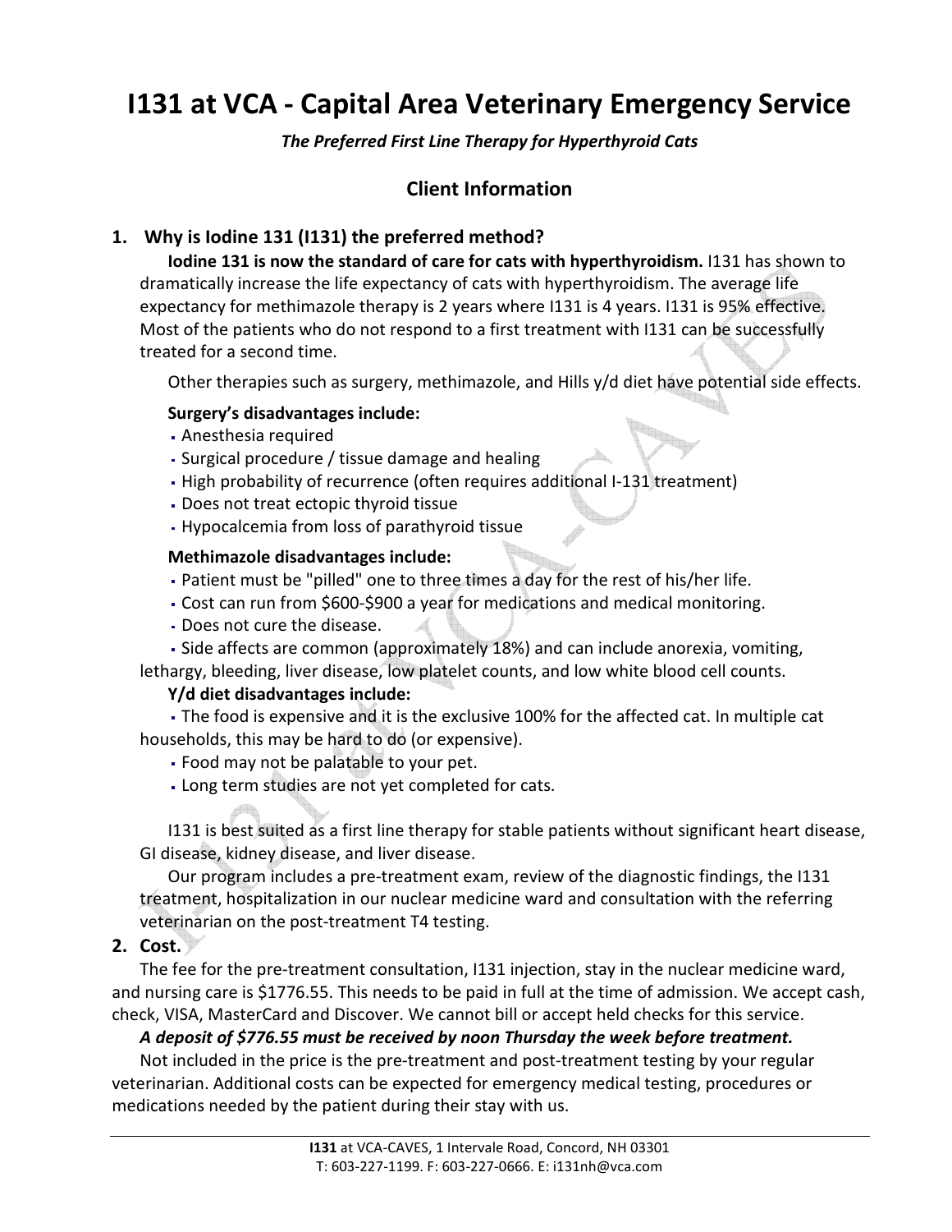# I131 at VCA - Capital Area Veterinary Emergency Service

***The Preferred First Line Therapy for Hyperthyroid Cats***

## Client Information

### 1. Why is Iodine 131 (I131) the preferred method?

**Iodine 131 is now the standard of care for cats with hyperthyroidism.** I131 has shown to dramatically increase the life expectancy of cats with hyperthyroidism. The average life expectancy for methimazole therapy is 2 years where I131 is 4 years. I131 is 95% effective. Most of the patients who do not respond to a first treatment with I131 can be successfully treated for a second time.

Other therapies such as surgery, methimazole, and Hills y/d diet have potential side effects.

**Surgery's disadvantages include:**

- Anesthesia required
- Surgical procedure / tissue damage and healing
- High probability of recurrence (often requires additional I-131 treatment)
- Does not treat ectopic thyroid tissue
- Hypocalcemia from loss of parathyroid tissue

**Methimazole disadvantages include:**

- Patient must be "pilled" one to three times a day for the rest of his/her life.
- Cost can run from $600-$900 a year for medications and medical monitoring.
- Does not cure the disease.
- Side affects are common (approximately 18%) and can include anorexia, vomiting, lethargy, bleeding, liver disease, low platelet counts, and low white blood cell counts.

**Y/d diet disadvantages include:**

- The food is expensive and it is the exclusive 100% for the affected cat. In multiple cat households, this may be hard to do (or expensive).
- Food may not be palatable to your pet.
- Long term studies are not yet completed for cats.

I131 is best suited as a first line therapy for stable patients without significant heart disease, GI disease, kidney disease, and liver disease.

Our program includes a pre-treatment exam, review of the diagnostic findings, the I131 treatment, hospitalization in our nuclear medicine ward and consultation with the referring veterinarian on the post-treatment T4 testing.

### 2. Cost.

The fee for the pre-treatment consultation, I131 injection, stay in the nuclear medicine ward, and nursing care is $1776.55. This needs to be paid in full at the time of admission. We accept cash, check, VISA, MasterCard and Discover. We cannot bill or accept held checks for this service.

***A deposit of $776.55 must be received by noon Thursday the week before treatment.***

Not included in the price is the pre-treatment and post-treatment testing by your regular veterinarian. Additional costs can be expected for emergency medical testing, procedures or medications needed by the patient during their stay with us.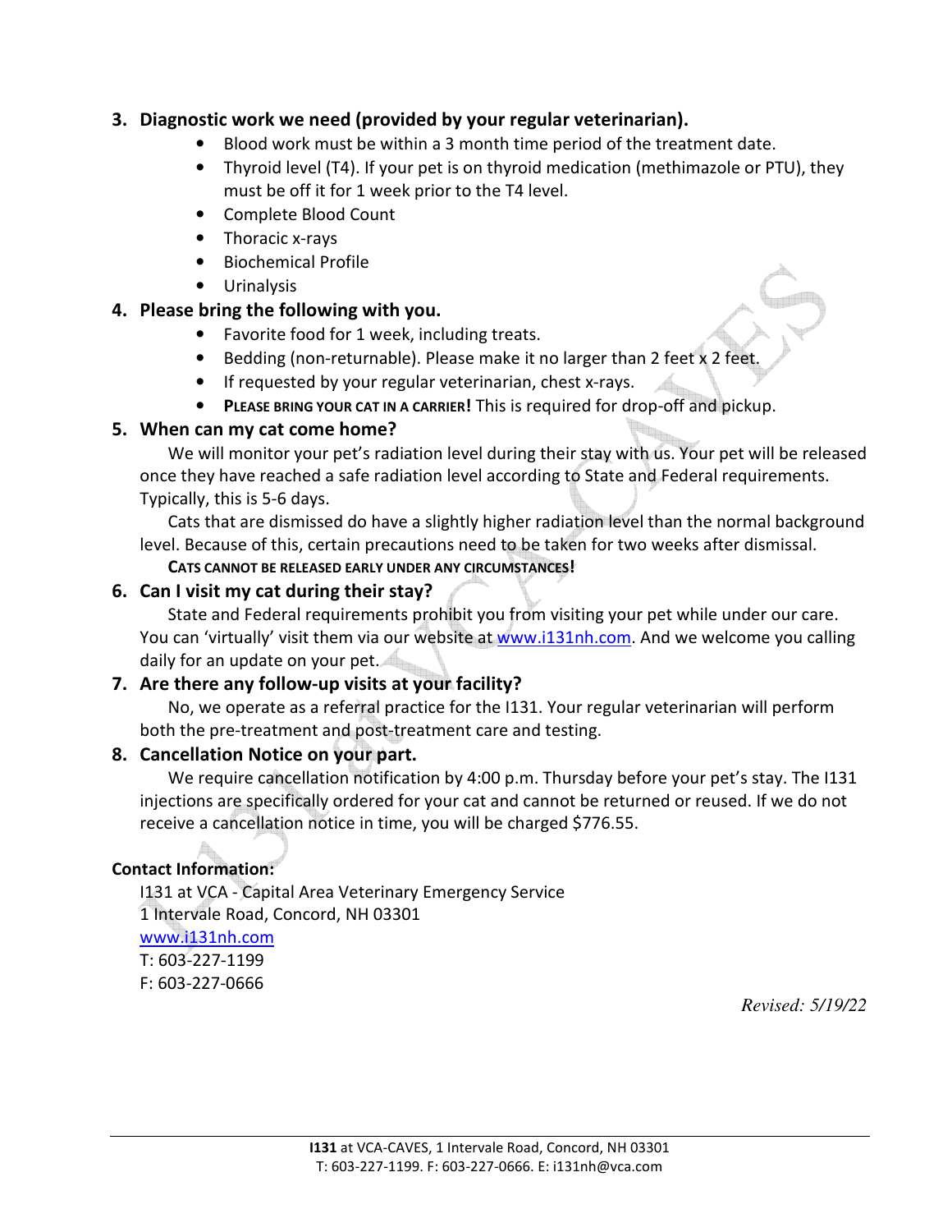3. **Diagnostic work we need (provided by your regular veterinarian).**
    - Blood work must be within a 3 month time period of the treatment date.
    - Thyroid level (T4). If your pet is on thyroid medication (methimazole or PTU), they must be off it for 1 week prior to the T4 level.
    - Complete Blood Count
    - Thoracic x-rays
    - Biochemical Profile
    - Urinalysis
4. **Please bring the following with you.**
    - Favorite food for 1 week, including treats.
    - Bedding (non-returnable). Please make it no larger than 2 feet x 2 feet.
    - If requested by your regular veterinarian, chest x-rays.
    - **PLEASE BRING YOUR CAT IN A CARRIER!** This is required for drop-off and pickup.
5. **When can my cat come home?**

    We will monitor your pet's radiation level during their stay with us. Your pet will be released once they have reached a safe radiation level according to State and Federal requirements. Typically, this is 5-6 days.

    Cats that are dismissed do have a slightly higher radiation level than the normal background level. Because of this, certain precautions need to be taken for two weeks after dismissal.

    **CATS CANNOT BE RELEASED EARLY UNDER ANY CIRCUMSTANCES!**
6. **Can I visit my cat during their stay?**

    State and Federal requirements prohibit you from visiting your pet while under our care. You can 'virtually' visit them via our website at www.i131nh.com. And we welcome you calling daily for an update on your pet.
7. **Are there any follow-up visits at your facility?**

    No, we operate as a referral practice for the I131. Your regular veterinarian will perform both the pre-treatment and post-treatment care and testing.
8. **Cancellation Notice on your part.**

    We require cancellation notification by 4:00 p.m. Thursday before your pet's stay. The I131 injections are specifically ordered for your cat and cannot be returned or reused. If we do not receive a cancellation notice in time, you will be charged $776.55.

**Contact Information:**

I131 at VCA - Capital Area Veterinary Emergency Service
1 Intervale Road, Concord, NH 03301
www.i131nh.com
T: 603-227-1199
F: 603-227-0666

*Revised: 5/19/22*